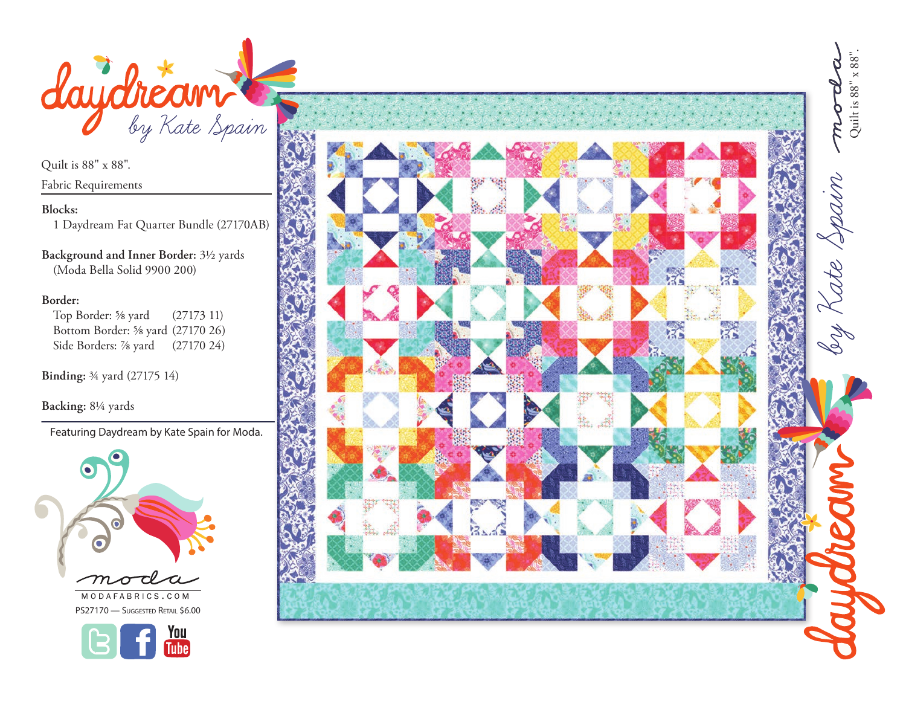# daydream
by Kate Spain

Quilt is 88" x 88".

Fabric Requirements

**Blocks:**
1 Daydream Fat Quarter Bundle (27170AB)

**Background and Inner Border:** 3½ yards
(Moda Bella Solid 9900 200)

**Border:**
Top Border: ⅝ yard (27173 11)
Bottom Border: ⅝ yard (27170 26)
Side Borders: ⅞ yard (27170 24)

**Binding:** ¾ yard (27175 14)

**Backing:** 8¼ yards

Featuring Daydream by Kate Spain for Moda.

moda
MODAFABRICS.COM
PS27170 — Suggested Retail $6.00

moda
Quilt is 88" x 88".

by Kate Spain
daydream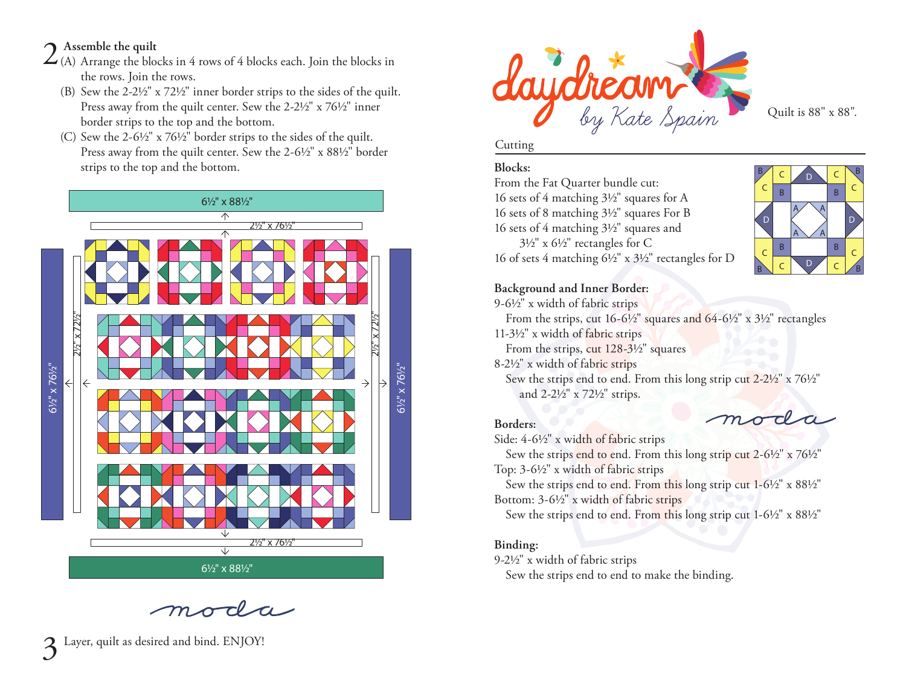## 2 Assemble the quilt

(A) Arrange the blocks in 4 rows of 4 blocks each. Join the blocks in the rows. Join the rows.

(B) Sew the 2-2½" x 72½" inner border strips to the sides of the quilt. Press away from the quilt center. Sew the 2-2½" x 76½" inner border strips to the top and the bottom.

(C) Sew the 2-6½" x 76½" border strips to the sides of the quilt. Press away from the quilt center. Sew the 2-6½" x 88½" border strips to the top and the bottom.

6½" x 88½"
2½" x 76½"
6½" x 76½"
2½" x 72½"
2½" x 72½"
6½" x 76½"
2½" x 76½"
6½" x 88½"

## 3 Layer, quilt as desired and bind. ENJOY!

# daydream by Kate Spain

Quilt is 88" x 88".

## Cutting

**Blocks:**

From the Fat Quarter bundle cut:
16 sets of 4 matching 3½" squares for A
16 sets of 8 matching 3½" squares For B
16 sets of 4 matching 3½" squares and
3½" x 6½" rectangles for C
16 of sets 4 matching 6½" x 3½" rectangles for D

**Background and Inner Border:**

9-6½" x width of fabric strips
From the strips, cut 16-6½" squares and 64-6½" x 3½" rectangles
11-3½" x width of fabric strips
From the strips, cut 128-3½" squares
8-2½" x width of fabric strips
Sew the strips end to end. From this long strip cut 2-2½" x 76½" and 2-2½" x 72½" strips.

**Borders:**

Side: 4-6½" x width of fabric strips
Sew the strips end to end. From this long strip cut 2-6½" x 76½"
Top: 3-6½" x width of fabric strips
Sew the strips end to end. From this long strip cut 1-6½" x 88½"
Bottom: 3-6½" x width of fabric strips
Sew the strips end to end. From this long strip cut 1-6½" x 88½"

**Binding:**

9-2½" x width of fabric strips
Sew the strips end to end to make the binding.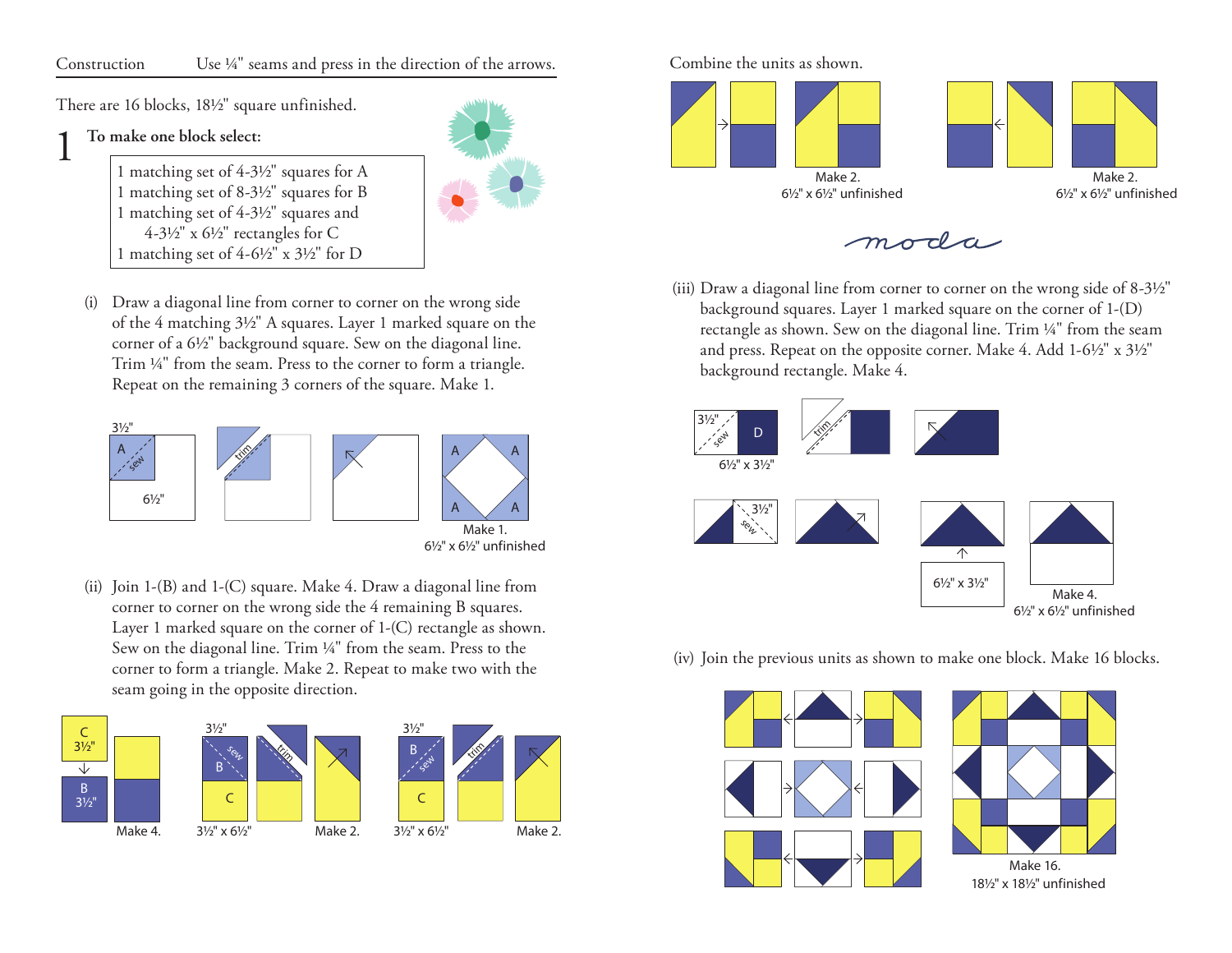Construction Use ¼" seams and press in the direction of the arrows.

There are 16 blocks, 18½" square unfinished.

## 1 To make one block select:

1 matching set of 4-3½" squares for A
1 matching set of 8-3½" squares for B
1 matching set of 4-3½" squares and
4-3½" x 6½" rectangles for C
1 matching set of 4-6½" x 3½" for D

(i) Draw a diagonal line from corner to corner on the wrong side of the 4 matching 3½" A squares. Layer 1 marked square on the corner of a 6½" background square. Sew on the diagonal line. Trim ¼" from the seam. Press to the corner to form a triangle. Repeat on the remaining 3 corners of the square. Make 1.

3½"
A
sew
6½"
trim
A A
A A
Make 1.
6½" x 6½" unfinished

(ii) Join 1-(B) and 1-(C) square. Make 4. Draw a diagonal line from corner to corner on the wrong side the 4 remaining B squares. Layer 1 marked square on the corner of 1-(C) rectangle as shown. Sew on the diagonal line. Trim ¼" from the seam. Press to the corner to form a triangle. Make 2. Repeat to make two with the seam going in the opposite direction.

C
3½"
B
3½"
Make 4.
3½"
B
sew
C
3½" x 6½"
trim
Make 2.
3½"
B
sew
C
3½" x 6½"
trim
Make 2.

Combine the units as shown.

Make 2.
6½" x 6½" unfinished

Make 2.
6½" x 6½" unfinished

moda

(iii) Draw a diagonal line from corner to corner on the wrong side of 8-3½" background squares. Layer 1 marked square on the corner of 1-(D) rectangle as shown. Sew on the diagonal line. Trim ¼" from the seam and press. Repeat on the opposite corner. Make 4. Add 1-6½" x 3½" background rectangle. Make 4.

3½"
sew
D
6½" x 3½"
trim
3½"
sew
6½" x 3½"
Make 4.
6½" x 6½" unfinished

(iv) Join the previous units as shown to make one block. Make 16 blocks.

Make 16.
18½" x 18½" unfinished